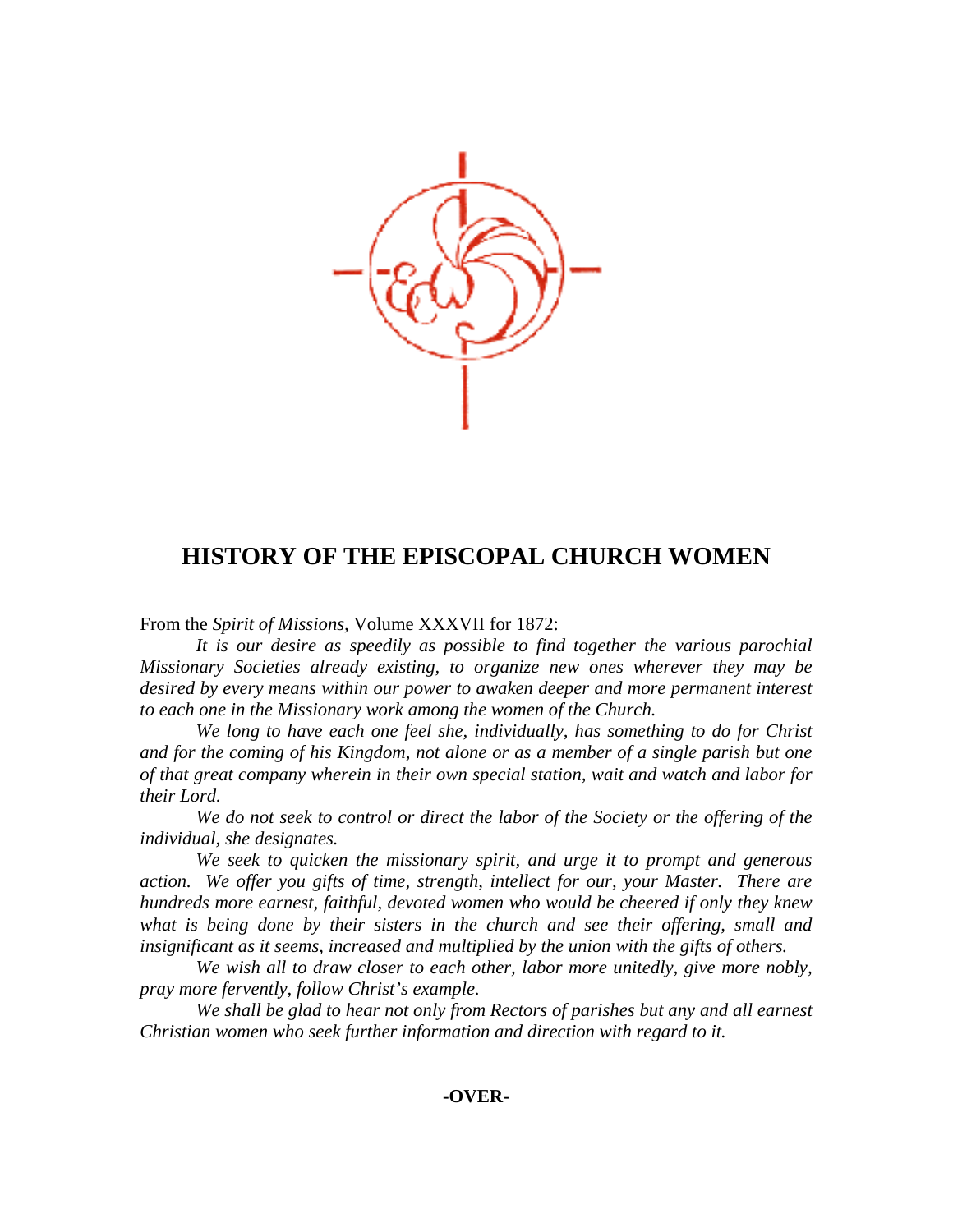# HISTORY OF THE EPISCOPAL CHURCH WOMEN

From the *Spirit of Missions*, Volume XXXVII for 1872:

*It is our desire as speedily as possible to find together the various parochial Missionary Societies already existing, to organize new ones wherever they may be desired by every means within our power to awaken deeper and more permanent interest to each one in the Missionary work among the women of the Church.*

*We long to have each one feel she, individually, has something to do for Christ and for the coming of his Kingdom, not alone or as a member of a single parish but one of that great company wherein in their own special station, wait and watch and labor for their Lord.*

*We do not seek to control or direct the labor of the Society or the offering of the individual, she designates.*

*We seek to quicken the missionary spirit, and urge it to prompt and generous action. We offer you gifts of time, strength, intellect for our, your Master. There are hundreds more earnest, faithful, devoted women who would be cheered if only they knew what is being done by their sisters in the church and see their offering, small and insignificant as it seems, increased and multiplied by the union with the gifts of others.*

*We wish all to draw closer to each other, labor more unitedly, give more nobly, pray more fervently, follow Christ's example.*

*We shall be glad to hear not only from Rectors of parishes but any and all earnest Christian women who seek further information and direction with regard to it.*

**-OVER-**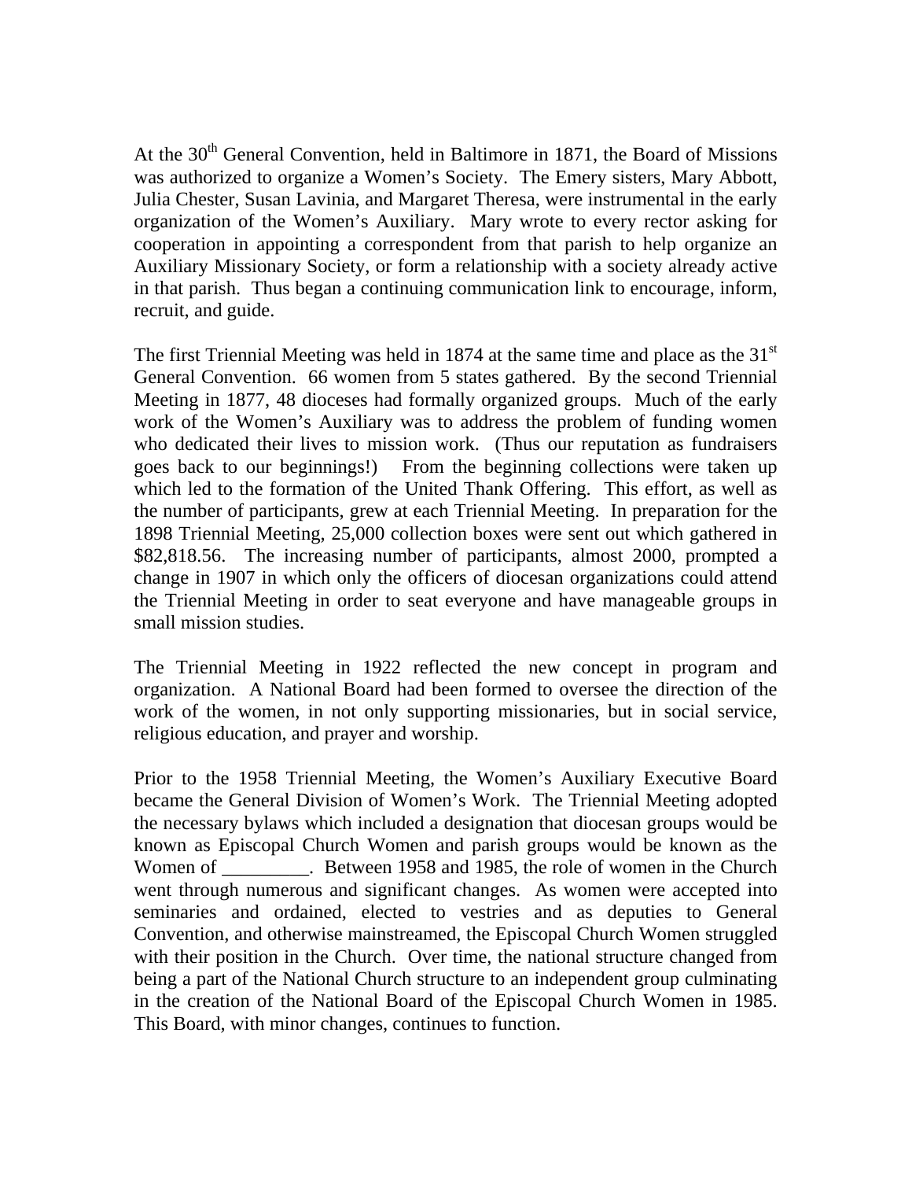At the 30th General Convention, held in Baltimore in 1871, the Board of Missions was authorized to organize a Women's Society. The Emery sisters, Mary Abbott, Julia Chester, Susan Lavinia, and Margaret Theresa, were instrumental in the early organization of the Women's Auxiliary. Mary wrote to every rector asking for cooperation in appointing a correspondent from that parish to help organize an Auxiliary Missionary Society, or form a relationship with a society already active in that parish. Thus began a continuing communication link to encourage, inform, recruit, and guide.

The first Triennial Meeting was held in 1874 at the same time and place as the 31st General Convention. 66 women from 5 states gathered. By the second Triennial Meeting in 1877, 48 dioceses had formally organized groups. Much of the early work of the Women's Auxiliary was to address the problem of funding women who dedicated their lives to mission work. (Thus our reputation as fundraisers goes back to our beginnings!) From the beginning collections were taken up which led to the formation of the United Thank Offering. This effort, as well as the number of participants, grew at each Triennial Meeting. In preparation for the 1898 Triennial Meeting, 25,000 collection boxes were sent out which gathered in $82,818.56. The increasing number of participants, almost 2000, prompted a change in 1907 in which only the officers of diocesan organizations could attend the Triennial Meeting in order to seat everyone and have manageable groups in small mission studies.

The Triennial Meeting in 1922 reflected the new concept in program and organization. A National Board had been formed to oversee the direction of the work of the women, in not only supporting missionaries, but in social service, religious education, and prayer and worship.

Prior to the 1958 Triennial Meeting, the Women's Auxiliary Executive Board became the General Division of Women's Work. The Triennial Meeting adopted the necessary bylaws which included a designation that diocesan groups would be known as Episcopal Church Women and parish groups would be known as the Women of _________. Between 1958 and 1985, the role of women in the Church went through numerous and significant changes. As women were accepted into seminaries and ordained, elected to vestries and as deputies to General Convention, and otherwise mainstreamed, the Episcopal Church Women struggled with their position in the Church. Over time, the national structure changed from being a part of the National Church structure to an independent group culminating in the creation of the National Board of the Episcopal Church Women in 1985. This Board, with minor changes, continues to function.